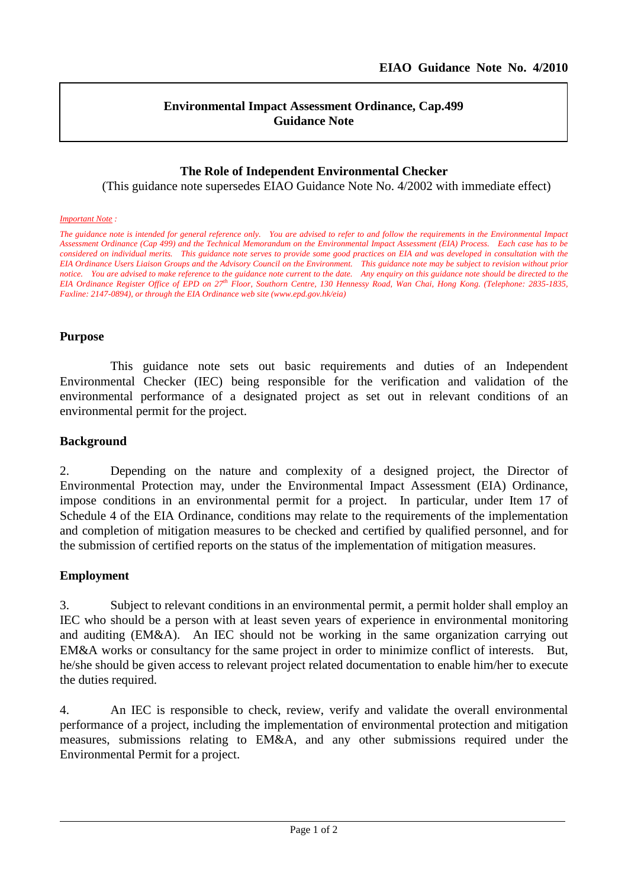**EIAO Guidance Note No. 4/2010**

**Environmental Impact Assessment Ordinance, Cap.499**
**Guidance Note**

## The Role of Independent Environmental Checker

(This guidance note supersedes EIAO Guidance Note No. 4/2002 with immediate effect)

*Important Note :*

*The guidance note is intended for general reference only. You are advised to refer to and follow the requirements in the Environmental Impact Assessment Ordinance (Cap 499) and the Technical Memorandum on the Environmental Impact Assessment (EIA) Process. Each case has to be considered on individual merits. This guidance note serves to provide some good practices on EIA and was developed in consultation with the EIA Ordinance Users Liaison Groups and the Advisory Council on the Environment. This guidance note may be subject to revision without prior notice. You are advised to make reference to the guidance note current to the date. Any enquiry on this guidance note should be directed to the EIA Ordinance Register Office of EPD on 27th Floor, Southorn Centre, 130 Hennessy Road, Wan Chai, Hong Kong. (Telephone: 2835-1835, Faxline: 2147-0894), or through the EIA Ordinance web site (www.epd.gov.hk/eia)*

### Purpose

This guidance note sets out basic requirements and duties of an Independent Environmental Checker (IEC) being responsible for the verification and validation of the environmental performance of a designated project as set out in relevant conditions of an environmental permit for the project.

### Background

2. Depending on the nature and complexity of a designed project, the Director of Environmental Protection may, under the Environmental Impact Assessment (EIA) Ordinance, impose conditions in an environmental permit for a project. In particular, under Item 17 of Schedule 4 of the EIA Ordinance, conditions may relate to the requirements of the implementation and completion of mitigation measures to be checked and certified by qualified personnel, and for the submission of certified reports on the status of the implementation of mitigation measures.

### Employment

3. Subject to relevant conditions in an environmental permit, a permit holder shall employ an IEC who should be a person with at least seven years of experience in environmental monitoring and auditing (EM&A). An IEC should not be working in the same organization carrying out EM&A works or consultancy for the same project in order to minimize conflict of interests. But, he/she should be given access to relevant project related documentation to enable him/her to execute the duties required.

4. An IEC is responsible to check, review, verify and validate the overall environmental performance of a project, including the implementation of environmental protection and mitigation measures, submissions relating to EM&A, and any other submissions required under the Environmental Permit for a project.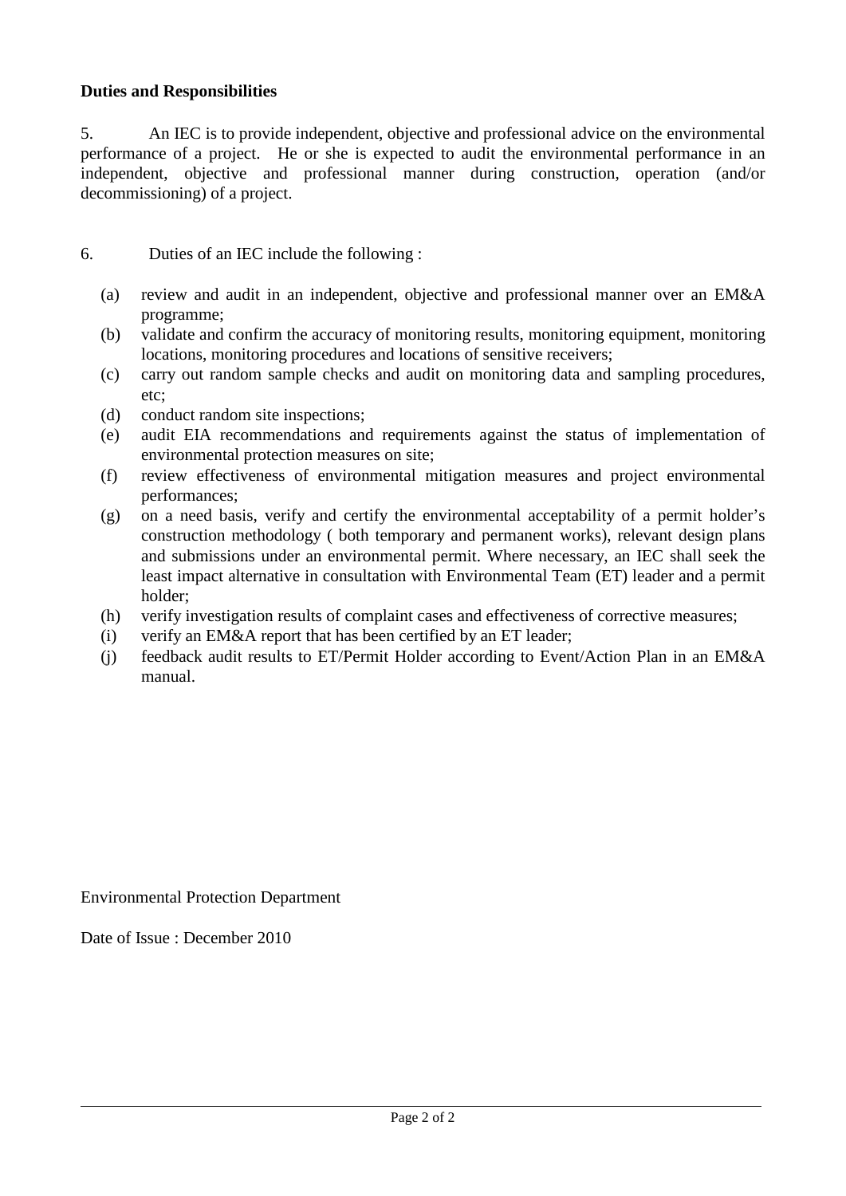**Duties and Responsibilities**

5. An IEC is to provide independent, objective and professional advice on the environmental performance of a project. He or she is expected to audit the environmental performance in an independent, objective and professional manner during construction, operation (and/or decommissioning) of a project.

6. Duties of an IEC include the following :

(a) review and audit in an independent, objective and professional manner over an EM&A programme;

(b) validate and confirm the accuracy of monitoring results, monitoring equipment, monitoring locations, monitoring procedures and locations of sensitive receivers;

(c) carry out random sample checks and audit on monitoring data and sampling procedures, etc;

(d) conduct random site inspections;

(e) audit EIA recommendations and requirements against the status of implementation of environmental protection measures on site;

(f) review effectiveness of environmental mitigation measures and project environmental performances;

(g) on a need basis, verify and certify the environmental acceptability of a permit holder's construction methodology ( both temporary and permanent works), relevant design plans and submissions under an environmental permit. Where necessary, an IEC shall seek the least impact alternative in consultation with Environmental Team (ET) leader and a permit holder;

(h) verify investigation results of complaint cases and effectiveness of corrective measures;

(i) verify an EM&A report that has been certified by an ET leader;

(j) feedback audit results to ET/Permit Holder according to Event/Action Plan in an EM&A manual.

Environmental Protection Department

Date of Issue : December 2010